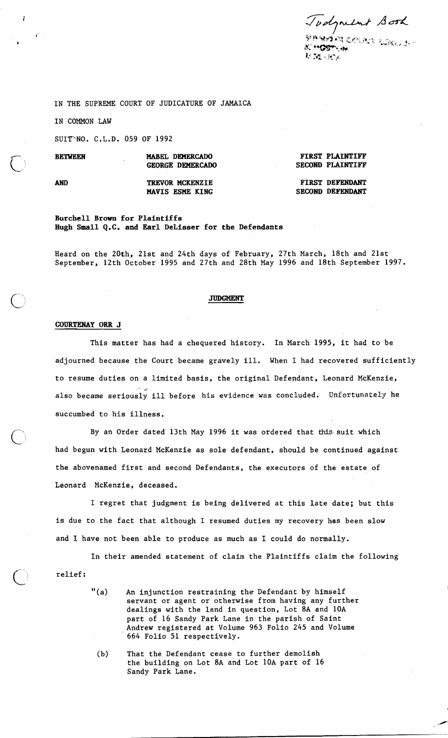Judgment Book

SUPREME COURT LIBRARY
KINGSTON
JAMAICA

IN THE SUPREME COURT OF JUDICATURE OF JAMAICA

IN COMMON LAW

SUIT NO. C.L.D. 059 OF 1992

| | | |
|---|---|---|
| **BETWEEN** | **MABEL DEMERCADO** | **FIRST PLAINTIFF** |
| | **GEORGE DEMERCADO** | **SECOND PLAINTIFF** |
| **AND** | **TREVOR MCKENZIE** | **FIRST DEFENDANT** |
| | **MAVIS ESME KING** | **SECOND DEFENDANT** |

**Burchell Brown for Plaintiffs**
**Hugh Small Q.C. and Earl DeLisser for the Defendants**

Heard on the 20th, 21st and 24th days of February, 27th March, 18th and 21st September, 12th October 1995 and 27th and 28th May 1996 and 18th September 1997.

## JUDGMENT

**COURTENAY ORR J**

This matter has had a chequered history. In March 1995, it had to be adjourned because the Court became gravely ill. When I had recovered sufficiently to resume duties on a limited basis, the original Defendant, Leonard McKenzie, also became seriously ill before his evidence was concluded. Unfortunately he succumbed to his illness.

By an Order dated 13th May 1996 it was ordered that this suit which had begun with Leonard McKenzie as sole defendant, should be continued against the abovenamed first and second Defendants, the executors of the estate of Leonard McKenzie, deceased.

I regret that judgment is being delivered at this late date; but this is due to the fact that although I resumed duties my recovery has been slow and I have not been able to produce as much as I could do normally.

In their amended statement of claim the Plaintiffs claim the following relief:

> "(a) An injunction restraining the Defendant by himself servant or agent or otherwise from having any further dealings with the land in question, Lot 8A and 10A part of 16 Sandy Park Lane in the parish of Saint Andrew registered at Volume 963 Folio 245 and Volume 664 Folio 51 respectively.
>
> (b) That the Defendant cease to further demolish the building on Lot 8A and Lot 10A part of 16 Sandy Park Lane.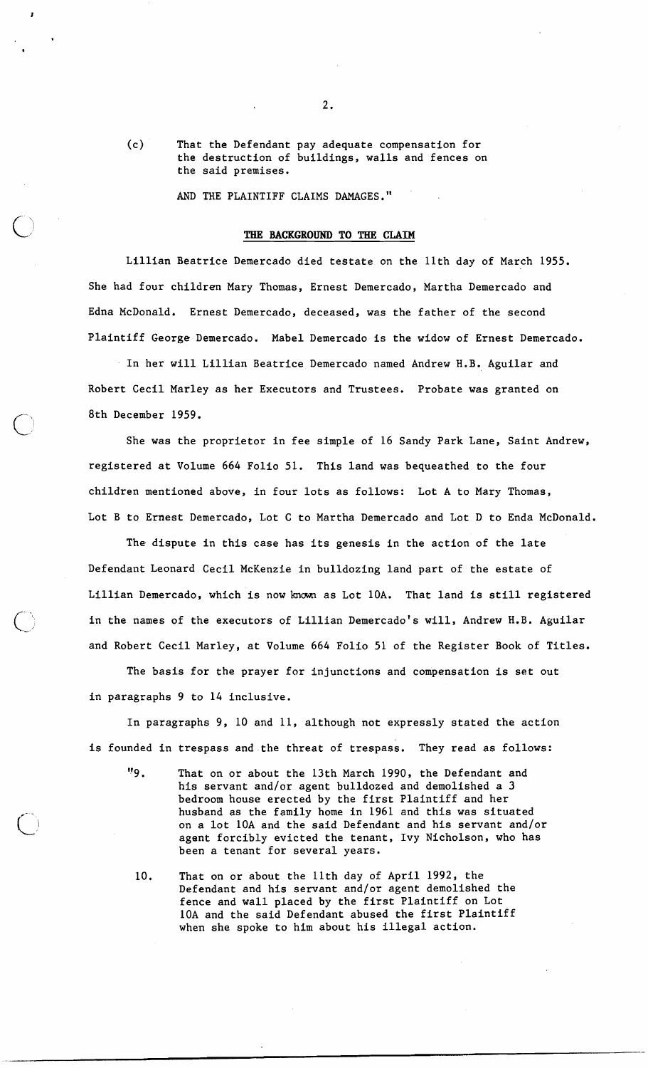(c) That the Defendant pay adequate compensation for the destruction of buildings, walls and fences on the said premises.

AND THE PLAINTIFF CLAIMS DAMAGES."

**THE BACKGROUND TO THE CLAIM**

Lillian Beatrice Demercado died testate on the 11th day of March 1955. She had four children Mary Thomas, Ernest Demercado, Martha Demercado and Edna McDonald. Ernest Demercado, deceased, was the father of the second Plaintiff George Demercado. Mabel Demercado is the widow of Ernest Demercado.

In her will Lillian Beatrice Demercado named Andrew H.B. Aguilar and Robert Cecil Marley as her Executors and Trustees. Probate was granted on 8th December 1959.

She was the proprietor in fee simple of 16 Sandy Park Lane, Saint Andrew, registered at Volume 664 Folio 51. This land was bequeathed to the four children mentioned above, in four lots as follows: Lot A to Mary Thomas, Lot B to Ernest Demercado, Lot C to Martha Demercado and Lot D to Enda McDonald.

The dispute in this case has its genesis in the action of the late Defendant Leonard Cecil McKenzie in bulldozing land part of the estate of Lillian Demercado, which is now known as Lot 10A. That land is still registered in the names of the executors of Lillian Demercado's will, Andrew H.B. Aguilar and Robert Cecil Marley, at Volume 664 Folio 51 of the Register Book of Titles.

The basis for the prayer for injunctions and compensation is set out in paragraphs 9 to 14 inclusive.

In paragraphs 9, 10 and 11, although not expressly stated the action is founded in trespass and the threat of trespass. They read as follows:

"9. That on or about the 13th March 1990, the Defendant and his servant and/or agent bulldozed and demolished a 3 bedroom house erected by the first Plaintiff and her husband as the family home in 1961 and this was situated on a lot 10A and the said Defendant and his servant and/or agent forcibly evicted the tenant, Ivy Nicholson, who has been a tenant for several years.

10. That on or about the 11th day of April 1992, the Defendant and his servant and/or agent demolished the fence and wall placed by the first Plaintiff on Lot 10A and the said Defendant abused the first Plaintiff when she spoke to him about his illegal action.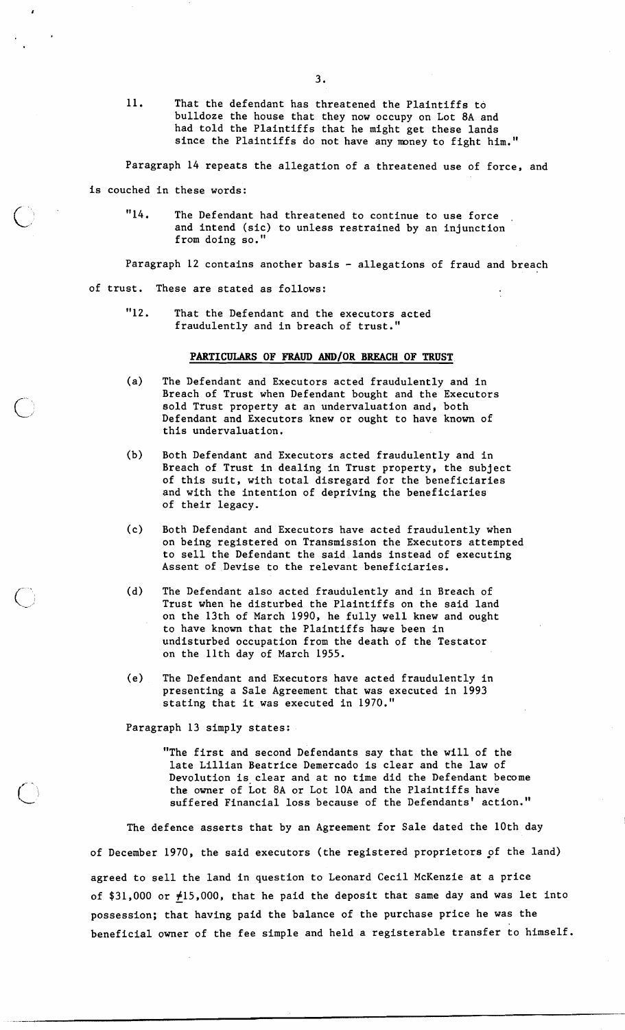11. That the defendant has threatened the Plaintiffs to bulldoze the house that they now occupy on Lot 8A and had told the Plaintiffs that he might get these lands since the Plaintiffs do not have any money to fight him."

Paragraph 14 repeats the allegation of a threatened use of force, and is couched in these words:

> "14. The Defendant had threatened to continue to use force and intend (sic) to unless restrained by an injunction from doing so."

Paragraph 12 contains another basis - allegations of fraud and breach of trust. These are stated as follows:

> "12. That the Defendant and the executors acted fraudulently and in breach of trust."

**PARTICULARS OF FRAUD AND/OR BREACH OF TRUST**

(a) The Defendant and Executors acted fraudulently and in Breach of Trust when Defendant bought and the Executors sold Trust property at an undervaluation and, both Defendant and Executors knew or ought to have known of this undervaluation.

(b) Both Defendant and Executors acted fraudulently and in Breach of Trust in dealing in Trust property, the subject of this suit, with total disregard for the beneficiaries and with the intention of depriving the beneficiaries of their legacy.

(c) Both Defendant and Executors have acted fraudulently when on being registered on Transmission the Executors attempted to sell the Defendant the said lands instead of executing Assent of Devise to the relevant beneficiaries.

(d) The Defendant also acted fraudulently and in Breach of Trust when he disturbed the Plaintiffs on the said land on the 13th of March 1990, he fully well knew and ought to have known that the Plaintiffs have been in undisturbed occupation from the death of the Testator on the 11th day of March 1955.

(e) The Defendant and Executors have acted fraudulently in presenting a Sale Agreement that was executed in 1993 stating that it was executed in 1970."

Paragraph 13 simply states:

> "The first and second Defendants say that the will of the late Lillian Beatrice Demercado is clear and the law of Devolution is clear and at no time did the Defendant become the owner of Lot 8A or Lot 10A and the Plaintiffs have suffered Financial loss because of the Defendants' action."

The defence asserts that by an Agreement for Sale dated the 10th day of December 1970, the said executors (the registered proprietors of the land) agreed to sell the land in question to Leonard Cecil McKenzie at a price of $31,000 or ₤15,000, that he paid the deposit that same day and was let into possession; that having paid the balance of the purchase price he was the beneficial owner of the fee simple and held a registerable transfer to himself.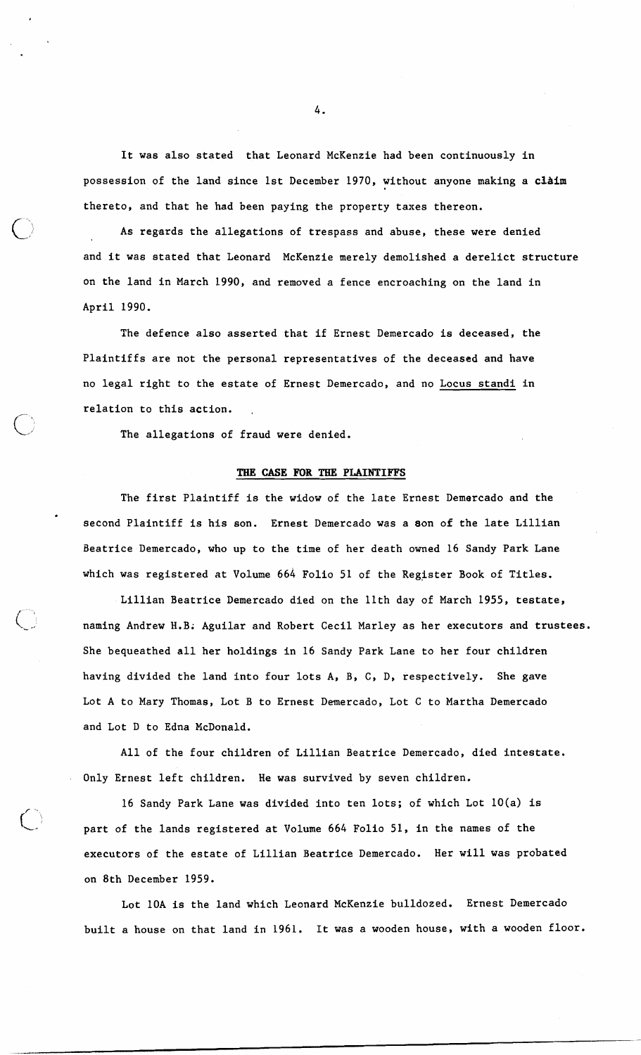It was also stated that Leonard McKenzie had been continuously in possession of the land since 1st December 1970, without anyone making a claim thereto, and that he had been paying the property taxes thereon.

As regards the allegations of trespass and abuse, these were denied and it was stated that Leonard McKenzie merely demolished a derelict structure on the land in March 1990, and removed a fence encroaching on the land in April 1990.

The defence also asserted that if Ernest Demercado is deceased, the Plaintiffs are not the personal representatives of the deceased and have no legal right to the estate of Ernest Demercado, and no Locus standi in relation to this action.

The allegations of fraud were denied.

**THE CASE FOR THE PLAINTIFFS**

The first Plaintiff is the widow of the late Ernest Demercado and the second Plaintiff is his son. Ernest Demercado was a son of the late Lillian Beatrice Demercado, who up to the time of her death owned 16 Sandy Park Lane which was registered at Volume 664 Folio 51 of the Register Book of Titles.

Lillian Beatrice Demercado died on the 11th day of March 1955, testate, naming Andrew H.B. Aguilar and Robert Cecil Marley as her executors and trustees. She bequeathed all her holdings in 16 Sandy Park Lane to her four children having divided the land into four lots A, B, C, D, respectively. She gave Lot A to Mary Thomas, Lot B to Ernest Demercado, Lot C to Martha Demercado and Lot D to Edna McDonald.

All of the four children of Lillian Beatrice Demercado, died intestate. Only Ernest left children. He was survived by seven children.

16 Sandy Park Lane was divided into ten lots; of which Lot 10(a) is part of the lands registered at Volume 664 Folio 51, in the names of the executors of the estate of Lillian Beatrice Demercado. Her will was probated on 8th December 1959.

Lot 10A is the land which Leonard McKenzie bulldozed. Ernest Demercado built a house on that land in 1961. It was a wooden house, with a wooden floor.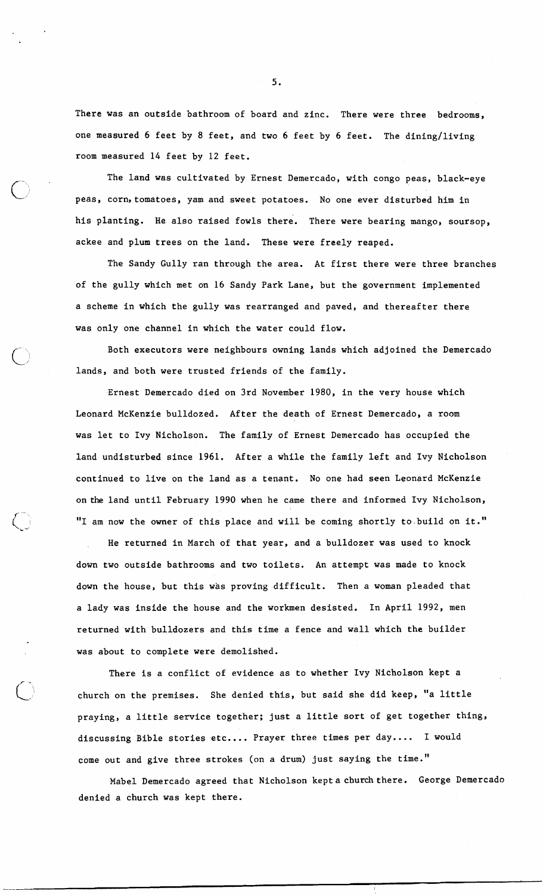There was an outside bathroom of board and zinc. There were three bedrooms, one measured 6 feet by 8 feet, and two 6 feet by 6 feet. The dining/living room measured 14 feet by 12 feet.

The land was cultivated by Ernest Demercado, with congo peas, black-eye peas, corn, tomatoes, yam and sweet potatoes. No one ever disturbed him in his planting. He also raised fowls there. There were bearing mango, soursop, ackee and plum trees on the land. These were freely reaped.

The Sandy Gully ran through the area. At first there were three branches of the gully which met on 16 Sandy Park Lane, but the government implemented a scheme in which the gully was rearranged and paved, and thereafter there was only one channel in which the water could flow.

Both executors were neighbours owning lands which adjoined the Demercado lands, and both were trusted friends of the family.

Ernest Demercado died on 3rd November 1980, in the very house which Leonard McKenzie bulldozed. After the death of Ernest Demercado, a room was let to Ivy Nicholson. The family of Ernest Demercado has occupied the land undisturbed since 1961. After a while the family left and Ivy Nicholson continued to live on the land as a tenant. No one had seen Leonard McKenzie on the land until February 1990 when he came there and informed Ivy Nicholson, "I am now the owner of this place and will be coming shortly to build on it."

He returned in March of that year, and a bulldozer was used to knock down two outside bathrooms and two toilets. An attempt was made to knock down the house, but this was proving difficult. Then a woman pleaded that a lady was inside the house and the workmen desisted. In April 1992, men returned with bulldozers and this time a fence and wall which the builder was about to complete were demolished.

There is a conflict of evidence as to whether Ivy Nicholson kept a church on the premises. She denied this, but said she did keep, "a little praying, a little service together; just a little sort of get together thing, discussing Bible stories etc.... Prayer three times per day.... I would come out and give three strokes (on a drum) just saying the time."

Mabel Demercado agreed that Nicholson kept a church there. George Demercado denied a church was kept there.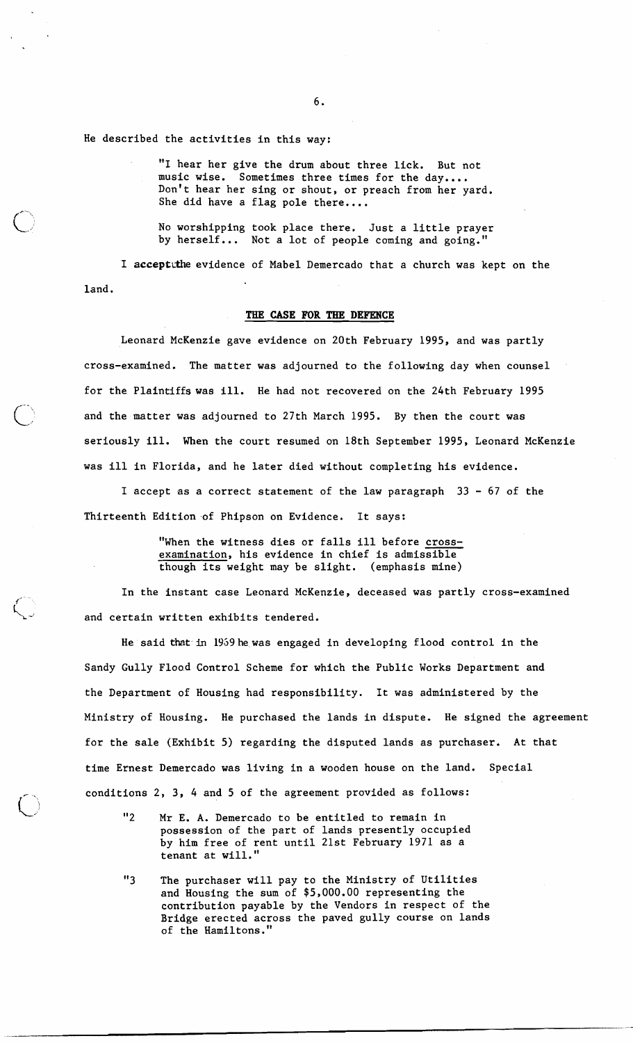He described the activities in this way:

> "I hear her give the drum about three lick. But not music wise. Sometimes three times for the day.... Don't hear her sing or shout, or preach from her yard. She did have a flag pole there....
>
> No worshipping took place there. Just a little prayer by herself... Not a lot of people coming and going."

I accept the evidence of Mabel Demercado that a church was kept on the land.

## THE CASE FOR THE DEFENCE

Leonard McKenzie gave evidence on 20th February 1995, and was partly cross-examined. The matter was adjourned to the following day when counsel for the Plaintiffs was ill. He had not recovered on the 24th February 1995 and the matter was adjourned to 27th March 1995. By then the court was seriously ill. When the court resumed on 18th September 1995, Leonard McKenzie was ill in Florida, and he later died without completing his evidence.

I accept as a correct statement of the law paragraph 33 - 67 of the Thirteenth Edition of Phipson on Evidence. It says:

> "When the witness dies or falls ill before <u>cross-examination</u>, his evidence in chief is admissible though its weight may be slight. (emphasis mine)

In the instant case Leonard McKenzie, deceased was partly cross-examined and certain written exhibits tendered.

He said that in 1969 he was engaged in developing flood control in the Sandy Gully Flood Control Scheme for which the Public Works Department and the Department of Housing had responsibility. It was administered by the Ministry of Housing. He purchased the lands in dispute. He signed the agreement for the sale (Exhibit 5) regarding the disputed lands as purchaser. At that time Ernest Demercado was living in a wooden house on the land. Special conditions 2, 3, 4 and 5 of the agreement provided as follows:

> "2 Mr E. A. Demercado to be entitled to remain in possession of the part of lands presently occupied by him free of rent until 21st February 1971 as a tenant at will."

> "3 The purchaser will pay to the Ministry of Utilities and Housing the sum of $5,000.00 representing the contribution payable by the Vendors in respect of the Bridge erected across the paved gully course on lands of the Hamiltons."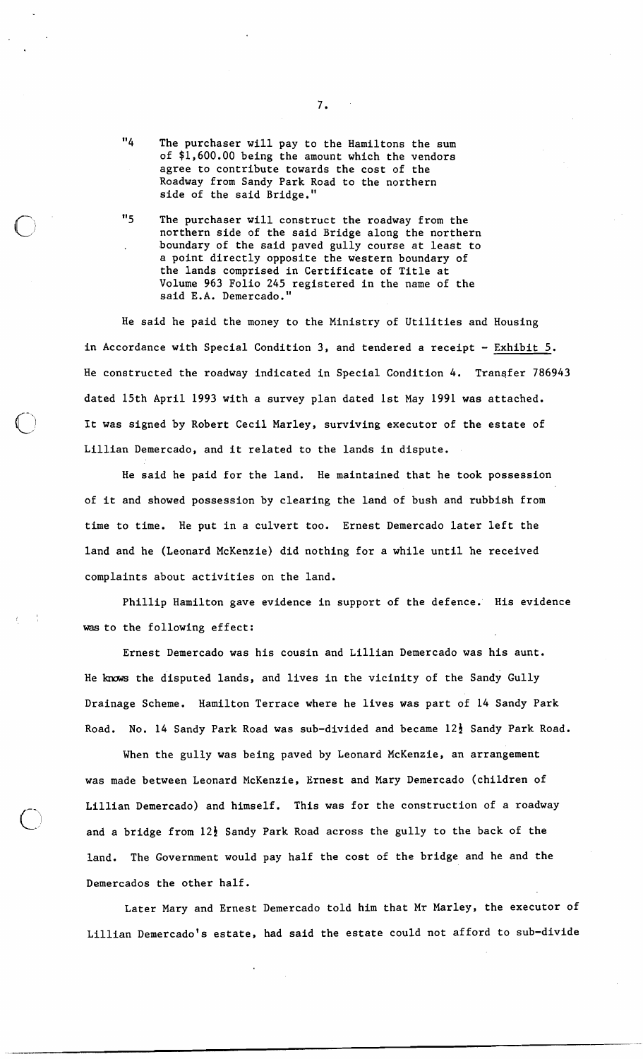"4 The purchaser will pay to the Hamiltons the sum of $1,600.00 being the amount which the vendors agree to contribute towards the cost of the Roadway from Sandy Park Road to the northern side of the said Bridge."

"5 The purchaser will construct the roadway from the northern side of the said Bridge along the northern boundary of the said paved gully course at least to a point directly opposite the western boundary of the lands comprised in Certificate of Title at Volume 963 Folio 245 registered in the name of the said E.A. Demercado."

He said he paid the money to the Ministry of Utilities and Housing in Accordance with Special Condition 3, and tendered a receipt - Exhibit 5. He constructed the roadway indicated in Special Condition 4. Transfer 786943 dated 15th April 1993 with a survey plan dated 1st May 1991 was attached. It was signed by Robert Cecil Marley, surviving executor of the estate of Lillian Demercado, and it related to the lands in dispute.

He said he paid for the land. He maintained that he took possession of it and showed possession by clearing the land of bush and rubbish from time to time. He put in a culvert too. Ernest Demercado later left the land and he (Leonard McKenzie) did nothing for a while until he received complaints about activities on the land.

Phillip Hamilton gave evidence in support of the defence. His evidence was to the following effect:

Ernest Demercado was his cousin and Lillian Demercado was his aunt. He knows the disputed lands, and lives in the vicinity of the Sandy Gully Drainage Scheme. Hamilton Terrace where he lives was part of 14 Sandy Park Road. No. 14 Sandy Park Road was sub-divided and became 12½ Sandy Park Road.

When the gully was being paved by Leonard McKenzie, an arrangement was made between Leonard McKenzie, Ernest and Mary Demercado (children of Lillian Demercado) and himself. This was for the construction of a roadway and a bridge from 12½ Sandy Park Road across the gully to the back of the land. The Government would pay half the cost of the bridge and he and the Demercados the other half.

Later Mary and Ernest Demercado told him that Mr Marley, the executor of Lillian Demercado's estate, had said the estate could not afford to sub-divide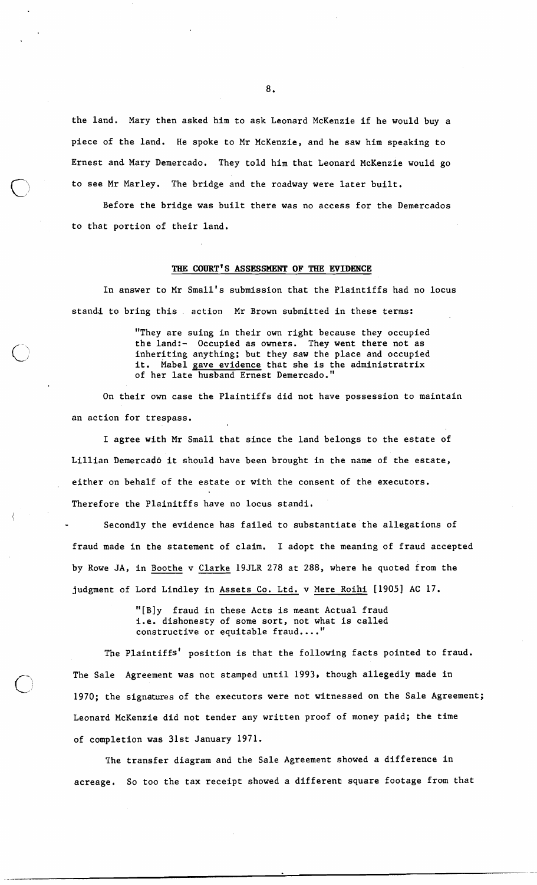the land. Mary then asked him to ask Leonard McKenzie if he would buy a piece of the land. He spoke to Mr McKenzie, and he saw him speaking to Ernest and Mary Demercado. They told him that Leonard McKenzie would go to see Mr Marley. The bridge and the roadway were later built.

Before the bridge was built there was no access for the Demercados to that portion of their land.

## THE COURT'S ASSESSMENT OF THE EVIDENCE

In answer to Mr Small's submission that the Plaintiffs had no locus standi to bring this action Mr Brown submitted in these terms:

> "They are suing in their own right because they occupied the land:- Occupied as owners. They went there not as inheriting anything; but they saw the place and occupied it. Mabel gave evidence that she is the administratrix of her late husband Ernest Demercado."

On their own case the Plaintiffs did not have possession to maintain an action for trespass.

I agree with Mr Small that since the land belongs to the estate of Lillian Demercado it should have been brought in the name of the estate, either on behalf of the estate or with the consent of the executors. Therefore the Plainitffs have no locus standi.

Secondly the evidence has failed to substantiate the allegations of fraud made in the statement of claim. I adopt the meaning of fraud accepted by Rowe JA, in Boothe v Clarke 19JLR 278 at 288, where he quoted from the judgment of Lord Lindley in Assets Co. Ltd. v Mere Roihi [1905] AC 17.

> "[B]y fraud in these Acts is meant Actual fraud i.e. dishonesty of some sort, not what is called constructive or equitable fraud...."

The Plaintiffs' position is that the following facts pointed to fraud. The Sale Agreement was not stamped until 1993, though allegedly made in 1970; the signatures of the executors were not witnessed on the Sale Agreement; Leonard McKenzie did not tender any written proof of money paid; the time of completion was 31st January 1971.

The transfer diagram and the Sale Agreement showed a difference in acreage. So too the tax receipt showed a different square footage from that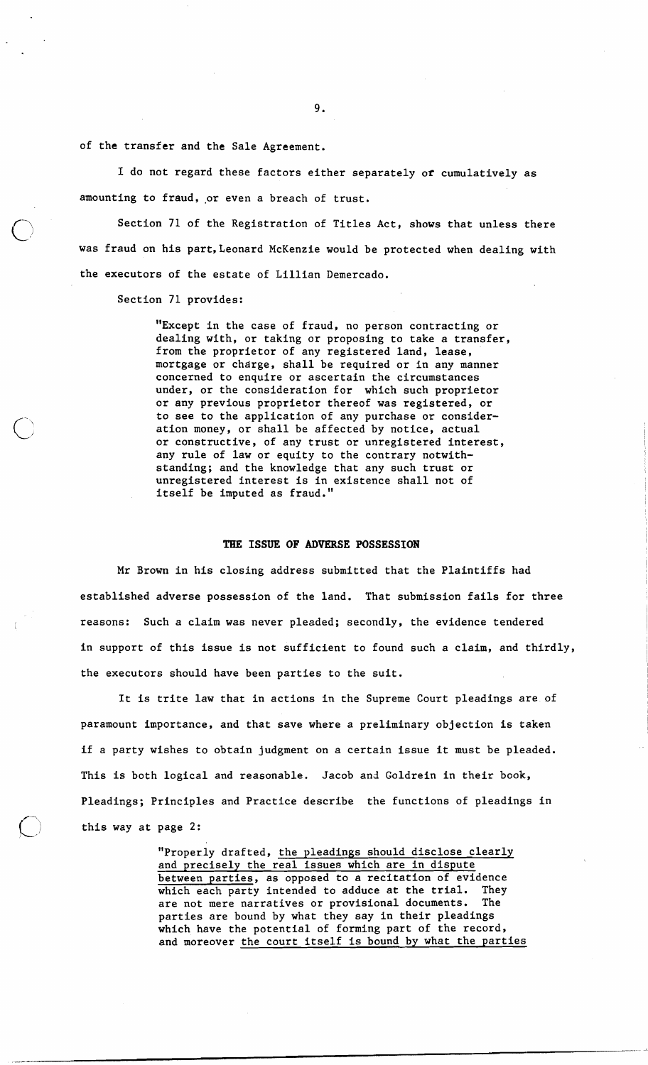of the transfer and the Sale Agreement.

I do not regard these factors either separately or cumulatively as amounting to fraud, or even a breach of trust.

Section 71 of the Registration of Titles Act, shows that unless there was fraud on his part, Leonard McKenzie would be protected when dealing with the executors of the estate of Lillian Demercado.

Section 71 provides:

> "Except in the case of fraud, no person contracting or dealing with, or taking or proposing to take a transfer, from the proprietor of any registered land, lease, mortgage or charge, shall be required or in any manner concerned to enquire or ascertain the circumstances under, or the consideration for which such proprietor or any previous proprietor thereof was registered, or to see to the application of any purchase or consideration money, or shall be affected by notice, actual or constructive, of any trust or unregistered interest, any rule of law or equity to the contrary notwithstanding; and the knowledge that any such trust or unregistered interest is in existence shall not of itself be imputed as fraud."

## THE ISSUE OF ADVERSE POSSESSION

Mr Brown in his closing address submitted that the Plaintiffs had established adverse possession of the land. That submission fails for three reasons: Such a claim was never pleaded; secondly, the evidence tendered in support of this issue is not sufficient to found such a claim, and thirdly, the executors should have been parties to the suit.

It is trite law that in actions in the Supreme Court pleadings are of paramount importance, and that save where a preliminary objection is taken if a party wishes to obtain judgment on a certain issue it must be pleaded. This is both logical and reasonable. Jacob and Goldrein in their book, Pleadings; Principles and Practice describe the functions of pleadings in this way at page 2:

> "Properly drafted, <u>the pleadings should disclose clearly and precisely the real issues which are in dispute between parties</u>, as opposed to a recitation of evidence which each party intended to adduce at the trial. They are not mere narratives or provisional documents. The parties are bound by what they say in their pleadings which have the potential of forming part of the record, and moreover <u>the court itself is bound by what the parties</u>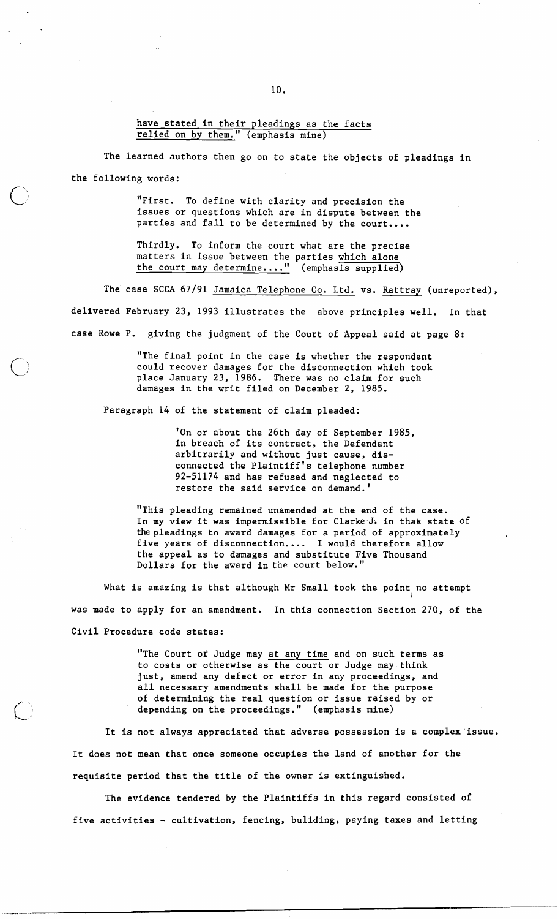have stated in their pleadings as the facts relied on by them." (emphasis mine)

The learned authors then go on to state the objects of pleadings in the following words:

> "First. To define with clarity and precision the issues or questions which are in dispute between the parties and fall to be determined by the court....
>
> Thirdly. To inform the court what are the precise matters in issue between the parties which alone the court may determine...." (emphasis supplied)

The case SCCA 67/91 Jamaica Telephone Co. Ltd. vs. Rattray (unreported), delivered February 23, 1993 illustrates the above principles well. In that case Rowe P. giving the judgment of the Court of Appeal said at page 8:

> "The final point in the case is whether the respondent could recover damages for the disconnection which took place January 23, 1986. There was no claim for such damages in the writ filed on December 2, 1985.

Paragraph 14 of the statement of claim pleaded:

> 'On or about the 26th day of September 1985, in breach of its contract, the Defendant arbitrarily and without just cause, disconnected the Plaintiff's telephone number 92-51174 and has refused and neglected to restore the said service on demand.'
>
> "This pleading remained unamended at the end of the case. In my view it was impermissible for Clarke J. in that state of the pleadings to award damages for a period of approximately five years of disconnection.... I would therefore allow the appeal as to damages and substitute Five Thousand Dollars for the award in the court below."

What is amazing is that although Mr Small took the point no attempt was made to apply for an amendment. In this connection Section 270, of the Civil Procedure code states:

> "The Court or Judge may at any time and on such terms as to costs or otherwise as the court or Judge may think just, amend any defect or error in any proceedings, and all necessary amendments shall be made for the purpose of determining the real question or issue raised by or depending on the proceedings." (emphasis mine)

It is not always appreciated that adverse possession is a complex issue. It does not mean that once someone occupies the land of another for the requisite period that the title of the owner is extinguished.

The evidence tendered by the Plaintiffs in this regard consisted of five activities - cultivation, fencing, bulilding, paying taxes and letting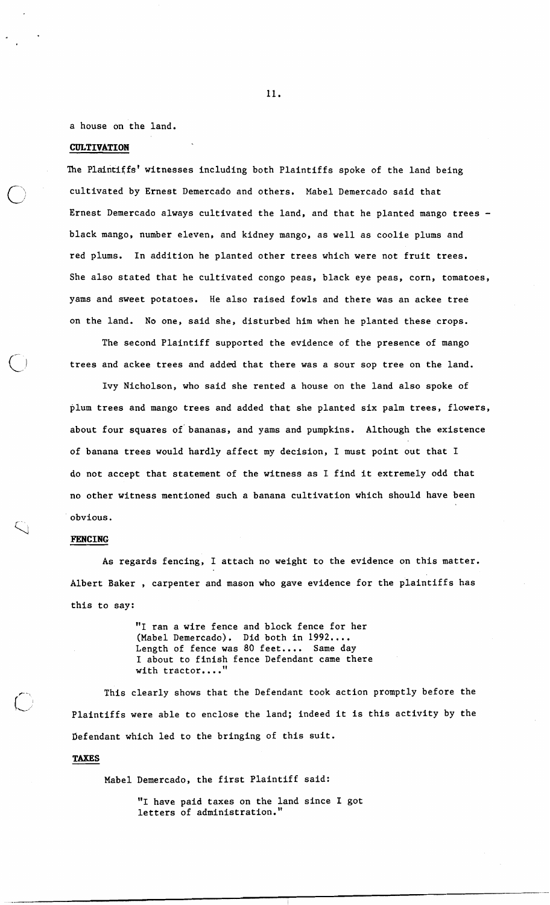a house on the land.

**CULTIVATION**

The Plaintiffs' witnesses including both Plaintiffs spoke of the land being cultivated by Ernest Demercado and others. Mabel Demercado said that Ernest Demercado always cultivated the land, and that he planted mango trees - black mango, number eleven, and kidney mango, as well as coolie plums and red plums. In addition he planted other trees which were not fruit trees. She also stated that he cultivated congo peas, black eye peas, corn, tomatoes, yams and sweet potatoes. He also raised fowls and there was an ackee tree on the land. No one, said she, disturbed him when he planted these crops.

The second Plaintiff supported the evidence of the presence of mango trees and ackee trees and added that there was a sour sop tree on the land.

Ivy Nicholson, who said she rented a house on the land also spoke of plum trees and mango trees and added that she planted six palm trees, flowers, about four squares of bananas, and yams and pumpkins. Although the existence of banana trees would hardly affect my decision, I must point out that I do not accept that statement of the witness as I find it extremely odd that no other witness mentioned such a banana cultivation which should have been obvious.

**FENCING**

As regards fencing, I attach no weight to the evidence on this matter. Albert Baker , carpenter and mason who gave evidence for the plaintiffs has this to say:

> "I ran a wire fence and block fence for her (Mabel Demercado). Did both in 1992.... Length of fence was 80 feet.... Same day I about to finish fence Defendant came there with tractor...."

This clearly shows that the Defendant took action promptly before the Plaintiffs were able to enclose the land; indeed it is this activity by the Defendant which led to the bringing of this suit.

**TAXES**

Mabel Demercado, the first Plaintiff said:

> "I have paid taxes on the land since I got letters of administration."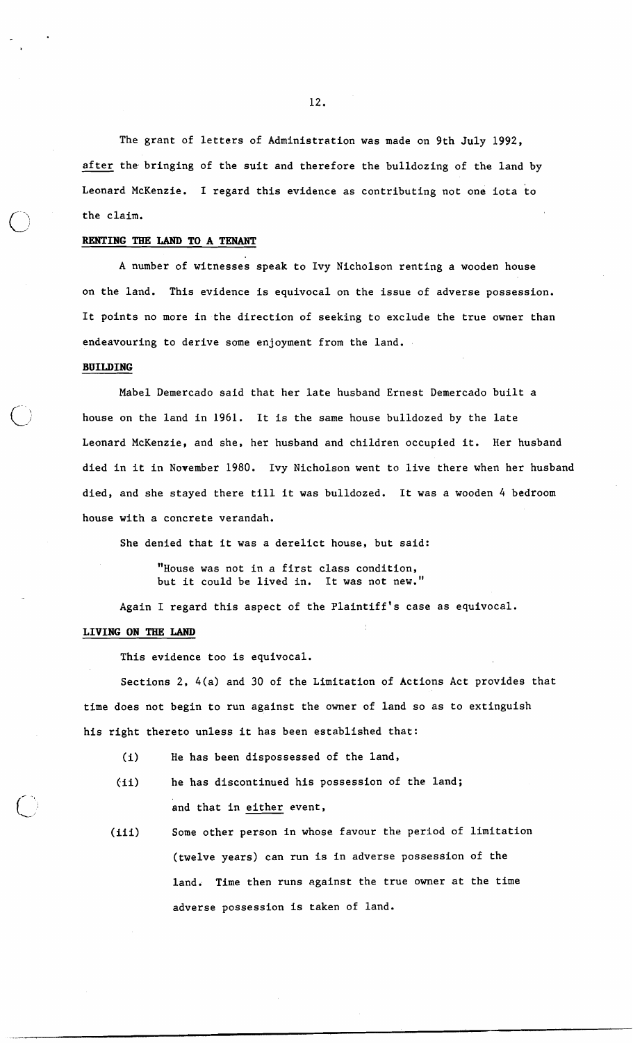The grant of letters of Administration was made on 9th July 1992, _after_ the bringing of the suit and therefore the bulldozing of the land by Leonard McKenzie. I regard this evidence as contributing not one iota to the claim.

**RENTING THE LAND TO A TENANT**

A number of witnesses speak to Ivy Nicholson renting a wooden house on the land. This evidence is equivocal on the issue of adverse possession. It points no more in the direction of seeking to exclude the true owner than endeavouring to derive some enjoyment from the land.

**BUILDING**

Mabel Demercado said that her late husband Ernest Demercado built a house on the land in 1961. It is the same house bulldozed by the late Leonard McKenzie, and she, her husband and children occupied it. Her husband died in it in November 1980. Ivy Nicholson went to live there when her husband died, and she stayed there till it was bulldozed. It was a wooden 4 bedroom house with a concrete verandah.

She denied that it was a derelict house, but said:

> "House was not in a first class condition, but it could be lived in. It was not new."

Again I regard this aspect of the Plaintiff's case as equivocal.

**LIVING ON THE LAND**

This evidence too is equivocal.

Sections 2, 4(a) and 30 of the Limitation of Actions Act provides that time does not begin to run against the owner of land so as to extinguish his right thereto unless it has been established that:

(i) He has been dispossessed of the land,

(ii) he has discontinued his possession of the land; and that in _either_ event,

(iii) Some other person in whose favour the period of limitation (twelve years) can run is in adverse possession of the land. Time then runs against the true owner at the time adverse possession is taken of land.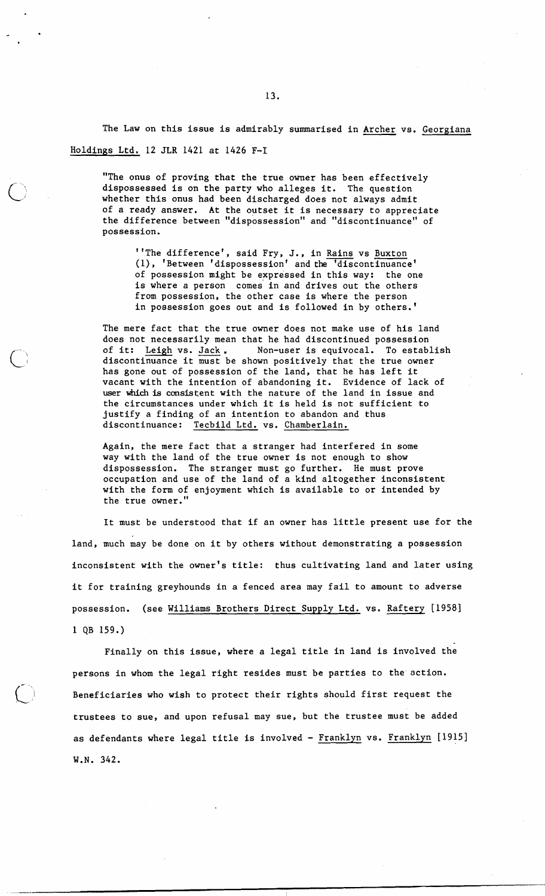The Law on this issue is admirably summarised in Archer vs. Georgiana Holdings Ltd. 12 JLR 1421 at 1426 F-I

> "The onus of proving that the true owner has been effectively dispossessed is on the party who alleges it. The question whether this onus had been discharged does not always admit of a ready answer. At the outset it is necessary to appreciate the difference between "dispossession" and "discontinuance" of possession.
>
> > ''The difference', said Fry, J., in Rains vs Buxton (1), 'Between 'dispossession' and the 'discontinuance' of possession might be expressed in this way: the one is where a person comes in and drives out the others from possession, the other case is where the person in possession goes out and is followed in by others.'
>
> The mere fact that the true owner does not make use of his land does not necessarily mean that he had discontinued possession of it: Leigh vs. Jack. Non-user is equivocal. To establish discontinuance it must be shown positively that the true owner has gone out of possession of the land, that he has left it vacant with the intention of abandoning it. Evidence of lack of user which is consistent with the nature of the land in issue and the circumstances under which it is held is not sufficient to justify a finding of an intention to abandon and thus discontinuance: Tecbild Ltd. vs. Chamberlain.
>
> Again, the mere fact that a stranger had interfered in some way with the land of the true owner is not enough to show dispossession. The stranger must go further. He must prove occupation and use of the land of a kind altogether inconsistent with the form of enjoyment which is available to or intended by the true owner."

It must be understood that if an owner has little present use for the land, much may be done on it by others without demonstrating a possession inconsistent with the owner's title: thus cultivating land and later using it for training greyhounds in a fenced area may fail to amount to adverse possession. (see Williams Brothers Direct Supply Ltd. vs. Raftery [1958] 1 QB 159.)

Finally on this issue, where a legal title in land is involved the persons in whom the legal right resides must be parties to the action. Beneficiaries who wish to protect their rights should first request the trustees to sue, and upon refusal may sue, but the trustee must be added as defendants where legal title is involved - Franklyn vs. Franklyn [1915] W.N. 342.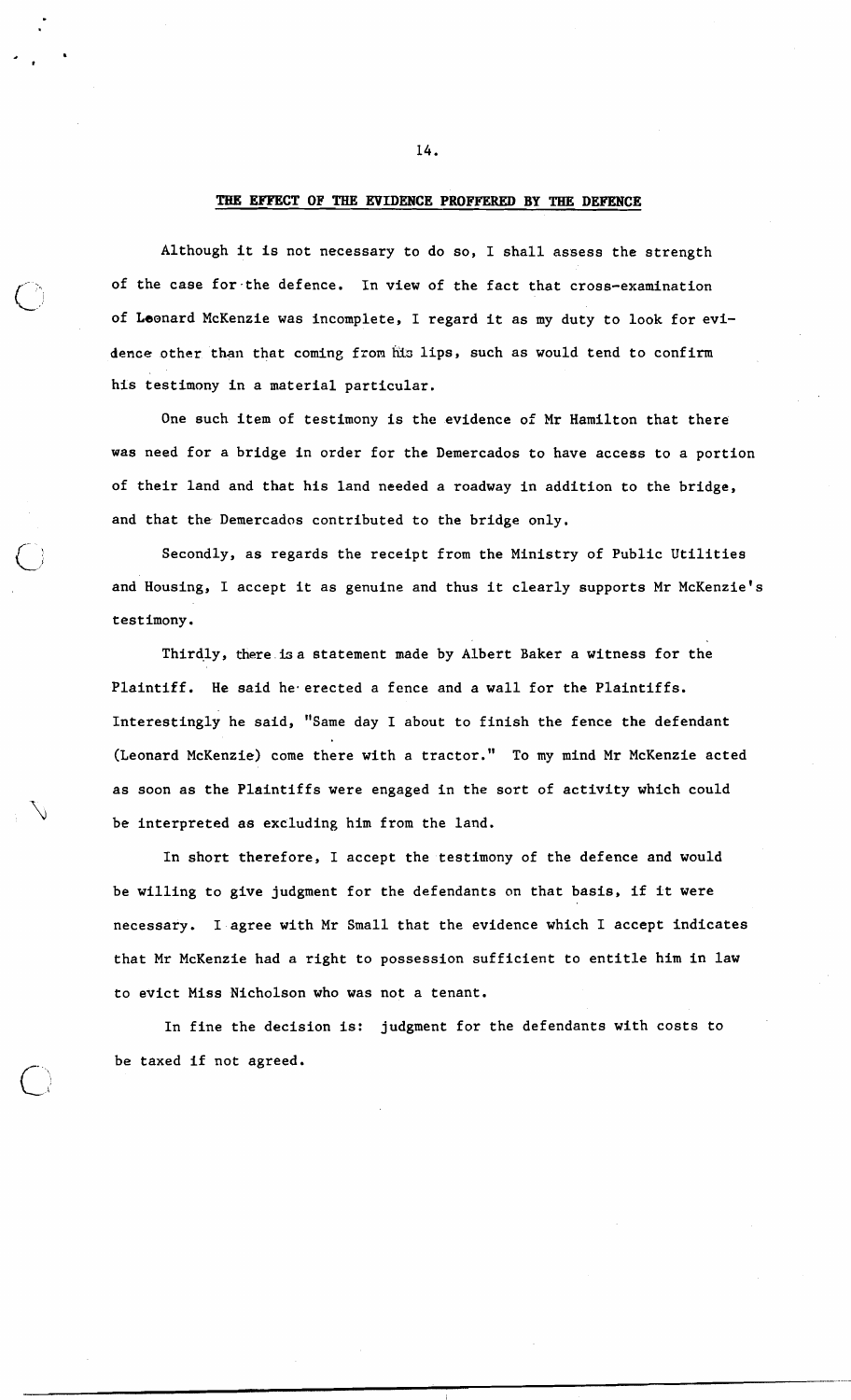## THE EFFECT OF THE EVIDENCE PROFFERED BY THE DEFENCE

Although it is not necessary to do so, I shall assess the strength of the case for the defence. In view of the fact that cross-examination of Leonard McKenzie was incomplete, I regard it as my duty to look for evidence other than that coming from his lips, such as would tend to confirm his testimony in a material particular.

One such item of testimony is the evidence of Mr Hamilton that there was need for a bridge in order for the Demercados to have access to a portion of their land and that his land needed a roadway in addition to the bridge, and that the Demercados contributed to the bridge only.

Secondly, as regards the receipt from the Ministry of Public Utilities and Housing, I accept it as genuine and thus it clearly supports Mr McKenzie's testimony.

Thirdly, there is a statement made by Albert Baker a witness for the Plaintiff. He said he erected a fence and a wall for the Plaintiffs. Interestingly he said, "Same day I about to finish the fence the defendant (Leonard McKenzie) come there with a tractor." To my mind Mr McKenzie acted as soon as the Plaintiffs were engaged in the sort of activity which could be interpreted as excluding him from the land.

In short therefore, I accept the testimony of the defence and would be willing to give judgment for the defendants on that basis, if it were necessary. I agree with Mr Small that the evidence which I accept indicates that Mr McKenzie had a right to possession sufficient to entitle him in law to evict Miss Nicholson who was not a tenant.

In fine the decision is: judgment for the defendants with costs to be taxed if not agreed.